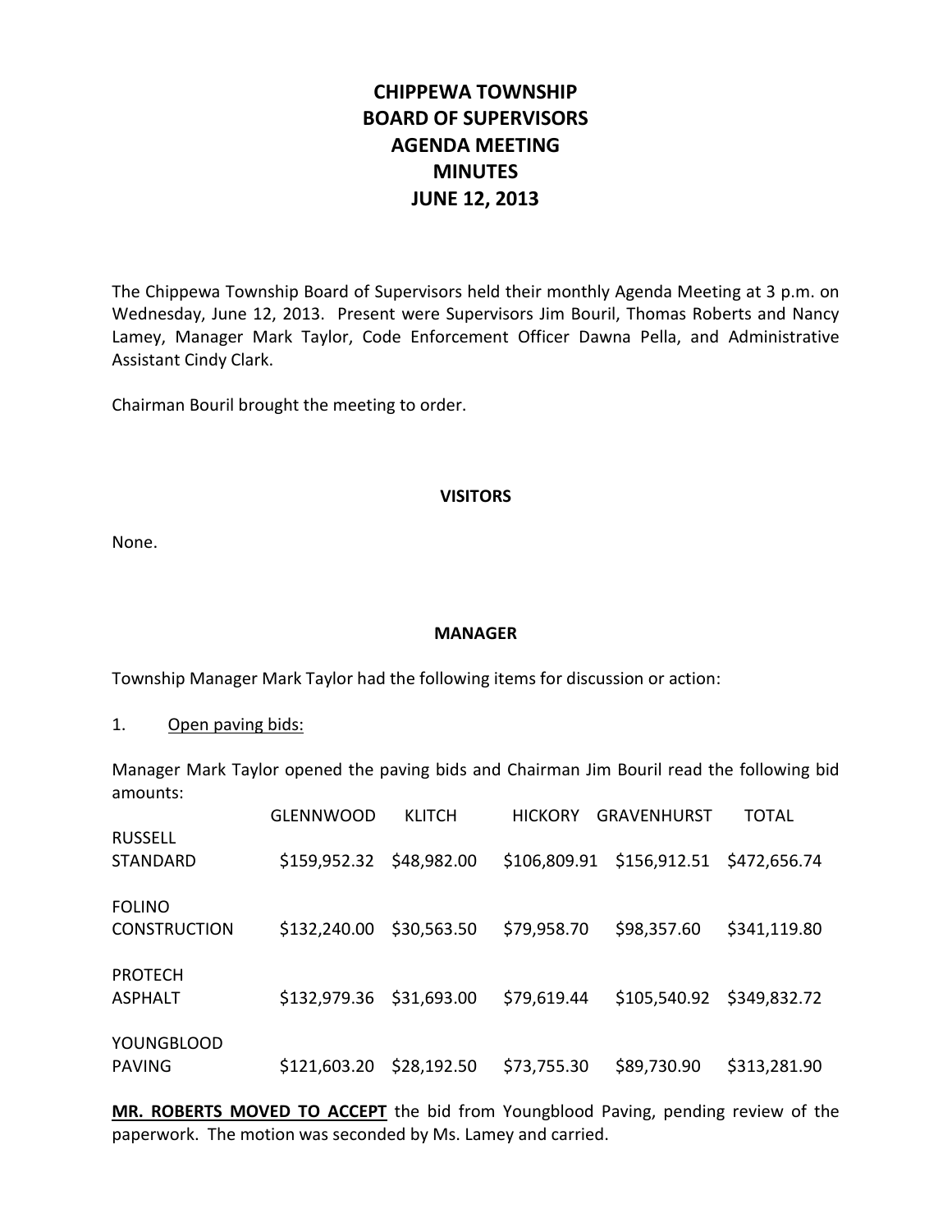# CHIPPEWA TOWNSHIP
# BOARD OF SUPERVISORS
# AGENDA MEETING
# MINUTES
# JUNE 12, 2013

The Chippewa Township Board of Supervisors held their monthly Agenda Meeting at 3 p.m. on Wednesday, June 12, 2013. Present were Supervisors Jim Bouril, Thomas Roberts and Nancy Lamey, Manager Mark Taylor, Code Enforcement Officer Dawna Pella, and Administrative Assistant Cindy Clark.

Chairman Bouril brought the meeting to order.

## VISITORS

None.

## MANAGER

Township Manager Mark Taylor had the following items for discussion or action:

1. Open paving bids:

Manager Mark Taylor opened the paving bids and Chairman Jim Bouril read the following bid amounts:

| | GLENNWOOD | KLITCH | HICKORY | GRAVENHURST | TOTAL |
|---|---|---|---|---|---|
| RUSSELL STANDARD | $159,952.32 | $48,982.00 | $106,809.91 | $156,912.51 | $472,656.74 |
| FOLINO CONSTRUCTION | $132,240.00 | $30,563.50 | $79,958.70 | $98,357.60 | $341,119.80 |
| PROTECH ASPHALT | $132,979.36 | $31,693.00 | $79,619.44 | $105,540.92 | $349,832.72 |
| YOUNGBLOOD PAVING | $121,603.20 | $28,192.50 | $73,755.30 | $89,730.90 | $313,281.90 |

**MR. ROBERTS MOVED TO ACCEPT** the bid from Youngblood Paving, pending review of the paperwork. The motion was seconded by Ms. Lamey and carried.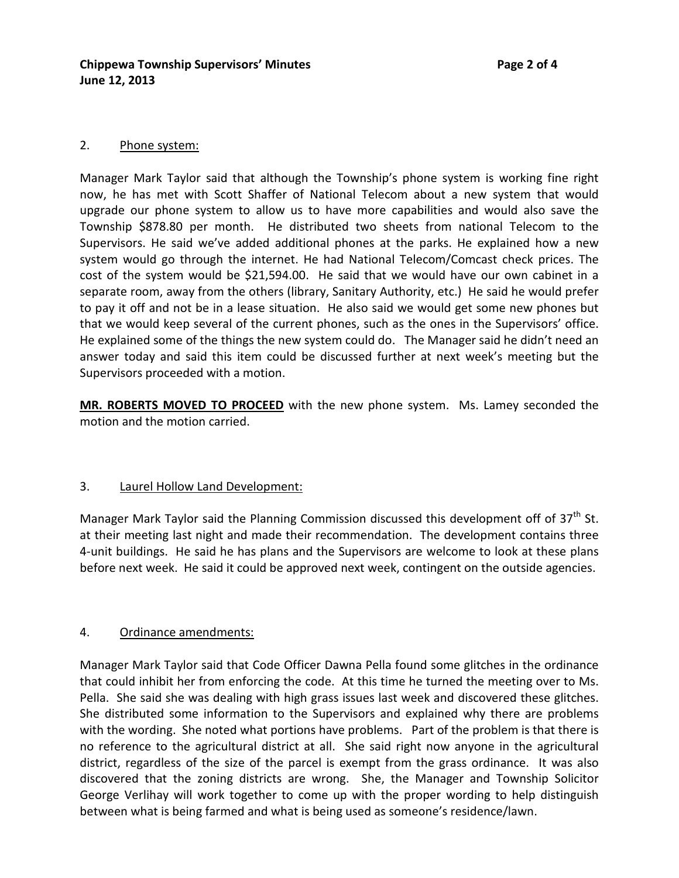2. Phone system:

Manager Mark Taylor said that although the Township's phone system is working fine right now, he has met with Scott Shaffer of National Telecom about a new system that would upgrade our phone system to allow us to have more capabilities and would also save the Township $878.80 per month. He distributed two sheets from national Telecom to the Supervisors. He said we've added additional phones at the parks. He explained how a new system would go through the internet. He had National Telecom/Comcast check prices. The cost of the system would be $21,594.00. He said that we would have our own cabinet in a separate room, away from the others (library, Sanitary Authority, etc.) He said he would prefer to pay it off and not be in a lease situation. He also said we would get some new phones but that we would keep several of the current phones, such as the ones in the Supervisors' office. He explained some of the things the new system could do. The Manager said he didn't need an answer today and said this item could be discussed further at next week's meeting but the Supervisors proceeded with a motion.

**MR. ROBERTS MOVED TO PROCEED** with the new phone system. Ms. Lamey seconded the motion and the motion carried.

3. Laurel Hollow Land Development:

Manager Mark Taylor said the Planning Commission discussed this development off of 37th St. at their meeting last night and made their recommendation. The development contains three 4-unit buildings. He said he has plans and the Supervisors are welcome to look at these plans before next week. He said it could be approved next week, contingent on the outside agencies.

4. Ordinance amendments:

Manager Mark Taylor said that Code Officer Dawna Pella found some glitches in the ordinance that could inhibit her from enforcing the code. At this time he turned the meeting over to Ms. Pella. She said she was dealing with high grass issues last week and discovered these glitches. She distributed some information to the Supervisors and explained why there are problems with the wording. She noted what portions have problems. Part of the problem is that there is no reference to the agricultural district at all. She said right now anyone in the agricultural district, regardless of the size of the parcel is exempt from the grass ordinance. It was also discovered that the zoning districts are wrong. She, the Manager and Township Solicitor George Verlihay will work together to come up with the proper wording to help distinguish between what is being farmed and what is being used as someone's residence/lawn.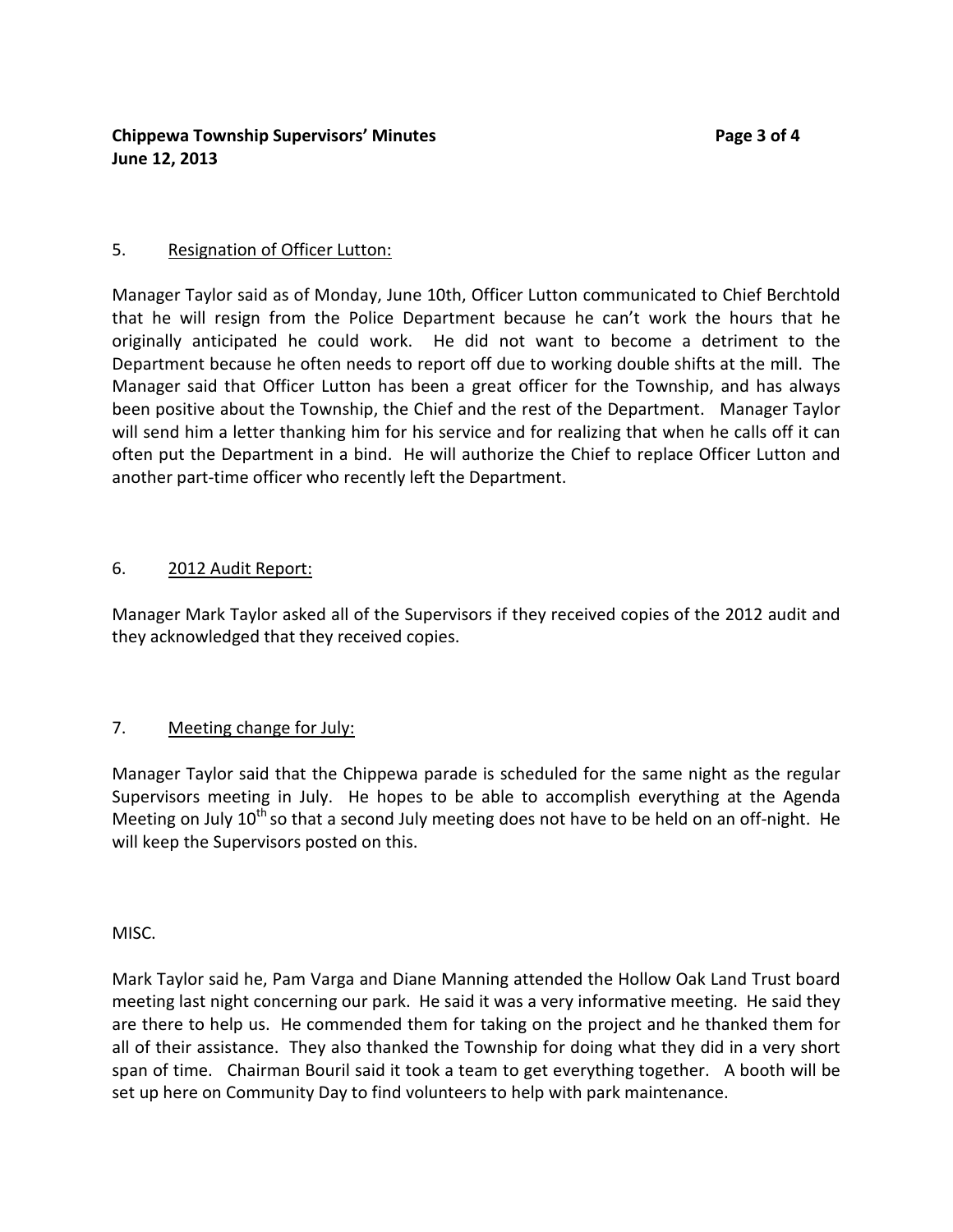5. Resignation of Officer Lutton:

Manager Taylor said as of Monday, June 10th, Officer Lutton communicated to Chief Berchtold that he will resign from the Police Department because he can't work the hours that he originally anticipated he could work. He did not want to become a detriment to the Department because he often needs to report off due to working double shifts at the mill. The Manager said that Officer Lutton has been a great officer for the Township, and has always been positive about the Township, the Chief and the rest of the Department. Manager Taylor will send him a letter thanking him for his service and for realizing that when he calls off it can often put the Department in a bind. He will authorize the Chief to replace Officer Lutton and another part-time officer who recently left the Department.

6. 2012 Audit Report:

Manager Mark Taylor asked all of the Supervisors if they received copies of the 2012 audit and they acknowledged that they received copies.

7. Meeting change for July:

Manager Taylor said that the Chippewa parade is scheduled for the same night as the regular Supervisors meeting in July. He hopes to be able to accomplish everything at the Agenda Meeting on July 10th so that a second July meeting does not have to be held on an off-night. He will keep the Supervisors posted on this.

MISC.

Mark Taylor said he, Pam Varga and Diane Manning attended the Hollow Oak Land Trust board meeting last night concerning our park. He said it was a very informative meeting. He said they are there to help us. He commended them for taking on the project and he thanked them for all of their assistance. They also thanked the Township for doing what they did in a very short span of time. Chairman Bouril said it took a team to get everything together. A booth will be set up here on Community Day to find volunteers to help with park maintenance.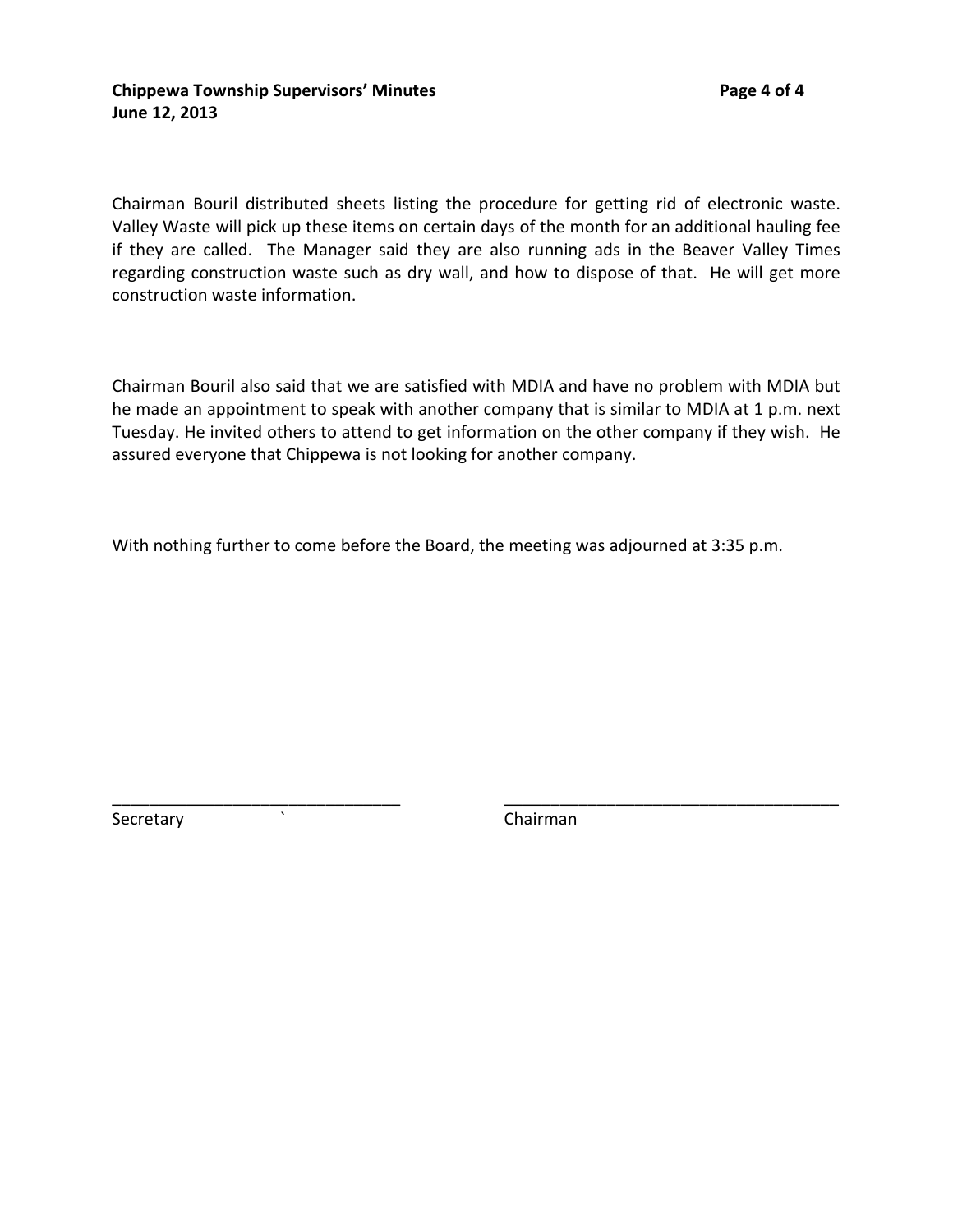Chairman Bouril distributed sheets listing the procedure for getting rid of electronic waste. Valley Waste will pick up these items on certain days of the month for an additional hauling fee if they are called. The Manager said they are also running ads in the Beaver Valley Times regarding construction waste such as dry wall, and how to dispose of that. He will get more construction waste information.

Chairman Bouril also said that we are satisfied with MDIA and have no problem with MDIA but he made an appointment to speak with another company that is similar to MDIA at 1 p.m. next Tuesday. He invited others to attend to get information on the other company if they wish. He assured everyone that Chippewa is not looking for another company.

With nothing further to come before the Board, the meeting was adjourned at 3:35 p.m.

_______________________________ &nbsp;&nbsp;&nbsp;&nbsp; ____________________________________

Secretary &nbsp;&nbsp;&nbsp;&nbsp;&nbsp;&nbsp;&nbsp;&nbsp;&nbsp;&nbsp;&nbsp;&nbsp;&nbsp;&nbsp;&nbsp;&nbsp;&nbsp;&nbsp;&nbsp;&nbsp;&nbsp;&nbsp;&nbsp;&nbsp;&nbsp;&nbsp;&nbsp;&nbsp;&nbsp;&nbsp;&nbsp;&nbsp;&nbsp;&nbsp;&nbsp;&nbsp;&nbsp;&nbsp; Chairman